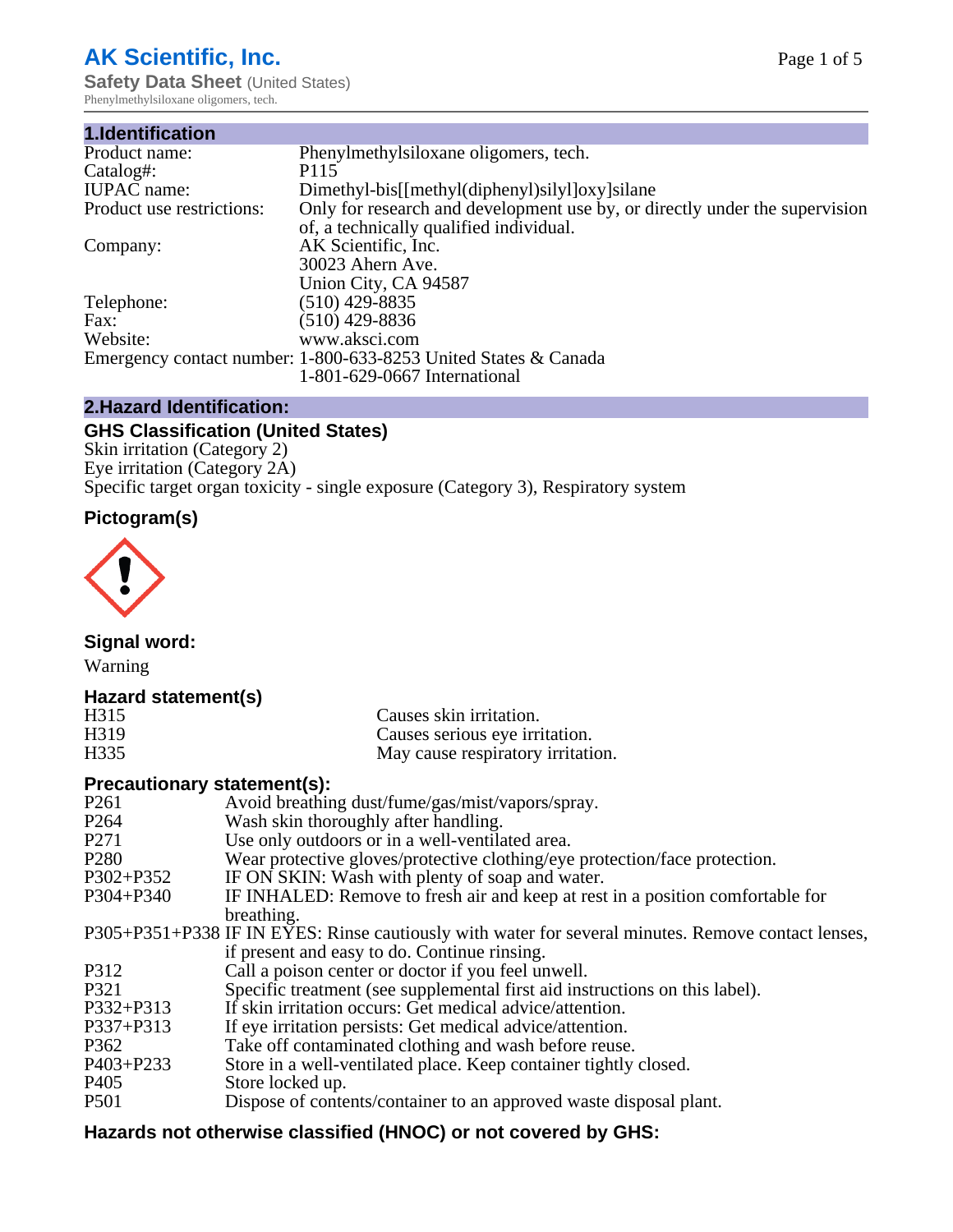# AK Scientific, Inc.

**Safety Data Sheet** (United States)
Phenylmethylsiloxane oligomers, tech.

## 1.Identification

| | |
|---|---|
| Product name: | Phenylmethylsiloxane oligomers, tech. |
| Catalog#: | P115 |
| IUPAC name: | Dimethyl-bis[[methyl(diphenyl)silyl]oxy]silane |
| Product use restrictions: | Only for research and development use by, or directly under the supervision of, a technically qualified individual. |
| Company: | AK Scientific, Inc.<br>30023 Ahern Ave.<br>Union City, CA 94587 |
| Telephone: | (510) 429-8835 |
| Fax: | (510) 429-8836 |
| Website: | www.aksci.com |
| Emergency contact number: | 1-800-633-8253 United States & Canada<br>1-801-629-0667 International |

## 2.Hazard Identification:

### GHS Classification (United States)

Skin irritation (Category 2)
Eye irritation (Category 2A)
Specific target organ toxicity - single exposure (Category 3), Respiratory system

### Pictogram(s)

### Signal word:

Warning

### Hazard statement(s)

| | |
|---|---|
| H315 | Causes skin irritation. |
| H319 | Causes serious eye irritation. |
| H335 | May cause respiratory irritation. |

### Precautionary statement(s):

| | |
|---|---|
| P261 | Avoid breathing dust/fume/gas/mist/vapors/spray. |
| P264 | Wash skin thoroughly after handling. |
| P271 | Use only outdoors or in a well-ventilated area. |
| P280 | Wear protective gloves/protective clothing/eye protection/face protection. |
| P302+P352 | IF ON SKIN: Wash with plenty of soap and water. |
| P304+P340 | IF INHALED: Remove to fresh air and keep at rest in a position comfortable for breathing. |
| P305+P351+P338 | IF IN EYES: Rinse cautiously with water for several minutes. Remove contact lenses, if present and easy to do. Continue rinsing. |
| P312 | Call a poison center or doctor if you feel unwell. |
| P321 | Specific treatment (see supplemental first aid instructions on this label). |
| P332+P313 | If skin irritation occurs: Get medical advice/attention. |
| P337+P313 | If eye irritation persists: Get medical advice/attention. |
| P362 | Take off contaminated clothing and wash before reuse. |
| P403+P233 | Store in a well-ventilated place. Keep container tightly closed. |
| P405 | Store locked up. |
| P501 | Dispose of contents/container to an approved waste disposal plant. |

### Hazards not otherwise classified (HNOC) or not covered by GHS: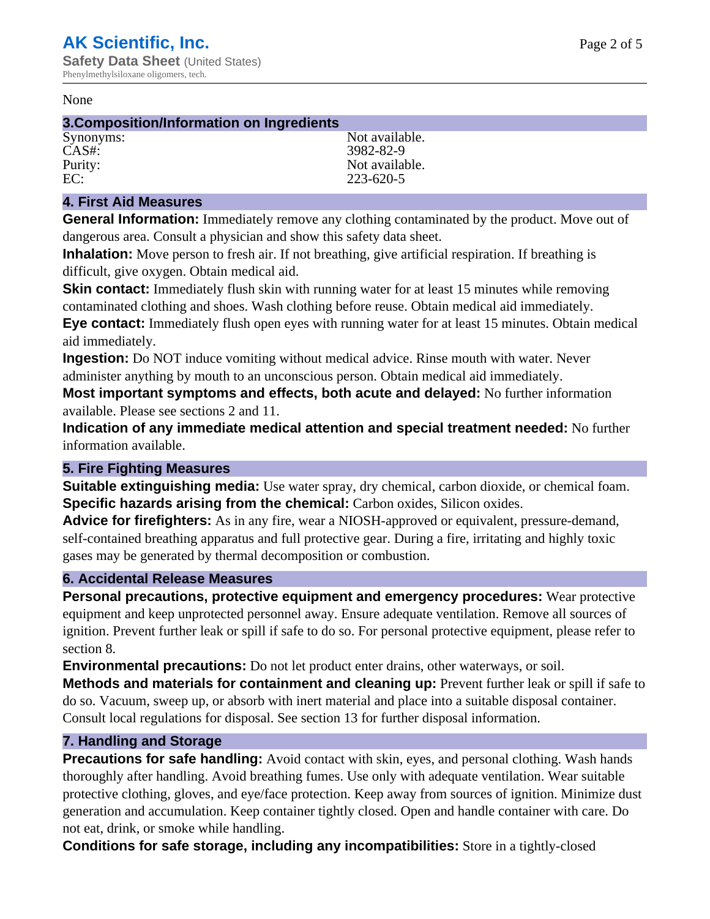None

## 3.Composition/Information on Ingredients

| | |
|---|---|
| Synonyms: | Not available. |
| CAS#: | 3982-82-9 |
| Purity: | Not available. |
| EC: | 223-620-5 |

## 4. First Aid Measures

**General Information:** Immediately remove any clothing contaminated by the product. Move out of dangerous area. Consult a physician and show this safety data sheet.

**Inhalation:** Move person to fresh air. If not breathing, give artificial respiration. If breathing is difficult, give oxygen. Obtain medical aid.

**Skin contact:** Immediately flush skin with running water for at least 15 minutes while removing contaminated clothing and shoes. Wash clothing before reuse. Obtain medical aid immediately.

**Eye contact:** Immediately flush open eyes with running water for at least 15 minutes. Obtain medical aid immediately.

**Ingestion:** Do NOT induce vomiting without medical advice. Rinse mouth with water. Never administer anything by mouth to an unconscious person. Obtain medical aid immediately.

**Most important symptoms and effects, both acute and delayed:** No further information available. Please see sections 2 and 11.

**Indication of any immediate medical attention and special treatment needed:** No further information available.

## 5. Fire Fighting Measures

**Suitable extinguishing media:** Use water spray, dry chemical, carbon dioxide, or chemical foam.

**Specific hazards arising from the chemical:** Carbon oxides, Silicon oxides.

**Advice for firefighters:** As in any fire, wear a NIOSH-approved or equivalent, pressure-demand, self-contained breathing apparatus and full protective gear. During a fire, irritating and highly toxic gases may be generated by thermal decomposition or combustion.

## 6. Accidental Release Measures

**Personal precautions, protective equipment and emergency procedures:** Wear protective equipment and keep unprotected personnel away. Ensure adequate ventilation. Remove all sources of ignition. Prevent further leak or spill if safe to do so. For personal protective equipment, please refer to section 8.

**Environmental precautions:** Do not let product enter drains, other waterways, or soil.

**Methods and materials for containment and cleaning up:** Prevent further leak or spill if safe to do so. Vacuum, sweep up, or absorb with inert material and place into a suitable disposal container. Consult local regulations for disposal. See section 13 for further disposal information.

## 7. Handling and Storage

**Precautions for safe handling:** Avoid contact with skin, eyes, and personal clothing. Wash hands thoroughly after handling. Avoid breathing fumes. Use only with adequate ventilation. Wear suitable protective clothing, gloves, and eye/face protection. Keep away from sources of ignition. Minimize dust generation and accumulation. Keep container tightly closed. Open and handle container with care. Do not eat, drink, or smoke while handling.

**Conditions for safe storage, including any incompatibilities:** Store in a tightly-closed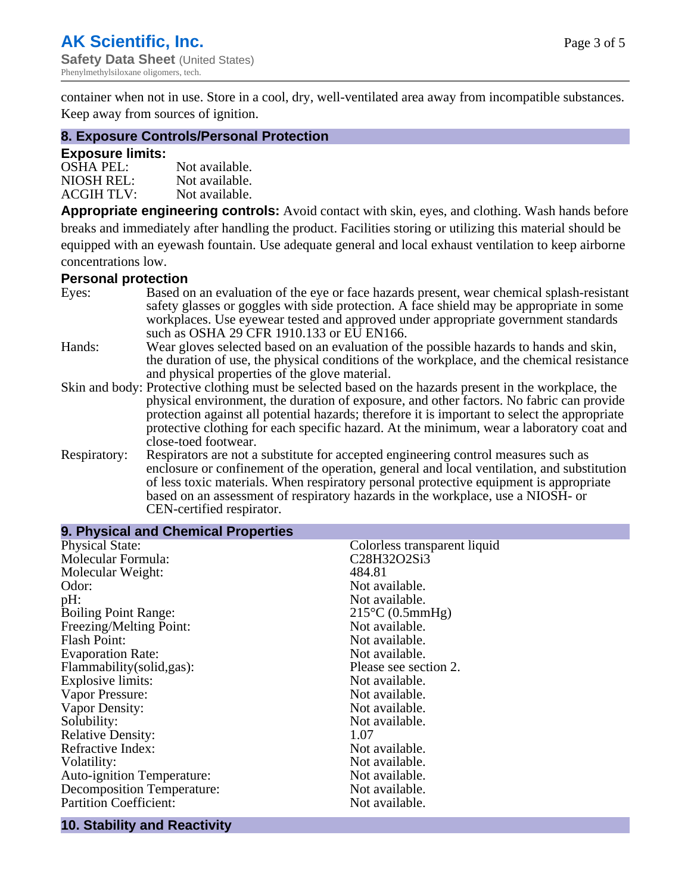container when not in use. Store in a cool, dry, well-ventilated area away from incompatible substances. Keep away from sources of ignition.

## 8. Exposure Controls/Personal Protection

### Exposure limits:

| | |
|---|---|
| OSHA PEL: | Not available. |
| NIOSH REL: | Not available. |
| ACGIH TLV: | Not available. |

**Appropriate engineering controls:** Avoid contact with skin, eyes, and clothing. Wash hands before breaks and immediately after handling the product. Facilities storing or utilizing this material should be equipped with an eyewash fountain. Use adequate general and local exhaust ventilation to keep airborne concentrations low.

### Personal protection

| | |
|---|---|
| Eyes: | Based on an evaluation of the eye or face hazards present, wear chemical splash-resistant safety glasses or goggles with side protection. A face shield may be appropriate in some workplaces. Use eyewear tested and approved under appropriate government standards such as OSHA 29 CFR 1910.133 or EU EN166. |
| Hands: | Wear gloves selected based on an evaluation of the possible hazards to hands and skin, the duration of use, the physical conditions of the workplace, and the chemical resistance and physical properties of the glove material. |
| Skin and body: | Protective clothing must be selected based on the hazards present in the workplace, the physical environment, the duration of exposure, and other factors. No fabric can provide protection against all potential hazards; therefore it is important to select the appropriate protective clothing for each specific hazard. At the minimum, wear a laboratory coat and close-toed footwear. |
| Respiratory: | Respirators are not a substitute for accepted engineering control measures such as enclosure or confinement of the operation, general and local ventilation, and substitution of less toxic materials. When respiratory personal protective equipment is appropriate based on an assessment of respiratory hazards in the workplace, use a NIOSH- or CEN-certified respirator. |

## 9. Physical and Chemical Properties

| | |
|---|---|
| Physical State: | Colorless transparent liquid |
| Molecular Formula: | $C_{28}H_{32}O_2Si_3$ |
| Molecular Weight: | 484.81 |
| Odor: | Not available. |
| pH: | Not available. |
| Boiling Point Range: | 215°C (0.5mmHg) |
| Freezing/Melting Point: | Not available. |
| Flash Point: | Not available. |
| Evaporation Rate: | Not available. |
| Flammability(solid,gas): | Please see section 2. |
| Explosive limits: | Not available. |
| Vapor Pressure: | Not available. |
| Vapor Density: | Not available. |
| Solubility: | Not available. |
| Relative Density: | 1.07 |
| Refractive Index: | Not available. |
| Volatility: | Not available. |
| Auto-ignition Temperature: | Not available. |
| Decomposition Temperature: | Not available. |
| Partition Coefficient: | Not available. |

## 10. Stability and Reactivity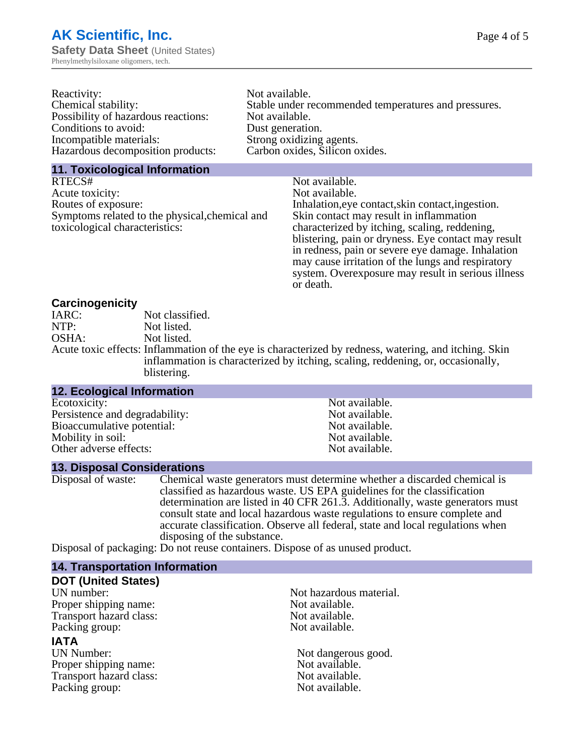| | |
|---|---|
| Reactivity: | Not available. |
| Chemical stability: | Stable under recommended temperatures and pressures. |
| Possibility of hazardous reactions: | Not available. |
| Conditions to avoid: | Dust generation. |
| Incompatible materials: | Strong oxidizing agents. |
| Hazardous decomposition products: | Carbon oxides, Silicon oxides. |

## 11. Toxicological Information

| | |
|---|---|
| RTECS# | Not available. |
| Acute toxicity: | Not available. |
| Routes of exposure: | Inhalation,eye contact,skin contact,ingestion. |
| Symptoms related to the physical,chemical and toxicological characteristics: | Skin contact may result in inflammation characterized by itching, scaling, reddening, blistering, pain or dryness. Eye contact may result in redness, pain or severe eye damage. Inhalation may cause irritation of the lungs and respiratory system. Overexposure may result in serious illness or death. |

### Carcinogenicity

| | |
|---|---|
| IARC: | Not classified. |
| NTP: | Not listed. |
| OSHA: | Not listed. |
| Acute toxic effects: | Inflammation of the eye is characterized by redness, watering, and itching. Skin inflammation is characterized by itching, scaling, reddening, or, occasionally, blistering. |

## 12. Ecological Information

| | |
|---|---|
| Ecotoxicity: | Not available. |
| Persistence and degradability: | Not available. |
| Bioaccumulative potential: | Not available. |
| Mobility in soil: | Not available. |
| Other adverse effects: | Not available. |

## 13. Disposal Considerations

| | |
|---|---|
| Disposal of waste: | Chemical waste generators must determine whether a discarded chemical is classified as hazardous waste. US EPA guidelines for the classification determination are listed in 40 CFR 261.3. Additionally, waste generators must consult state and local hazardous waste regulations to ensure complete and accurate classification. Observe all federal, state and local regulations when disposing of the substance. |
| Disposal of packaging: | Do not reuse containers. Dispose of as unused product. |

## 14. Transportation Information

### DOT (United States)

| | |
|---|---|
| UN number: | Not hazardous material. |
| Proper shipping name: | Not available. |
| Transport hazard class: | Not available. |
| Packing group: | Not available. |

### IATA

| | |
|---|---|
| UN Number: | Not dangerous good. |
| Proper shipping name: | Not available. |
| Transport hazard class: | Not available. |
| Packing group: | Not available. |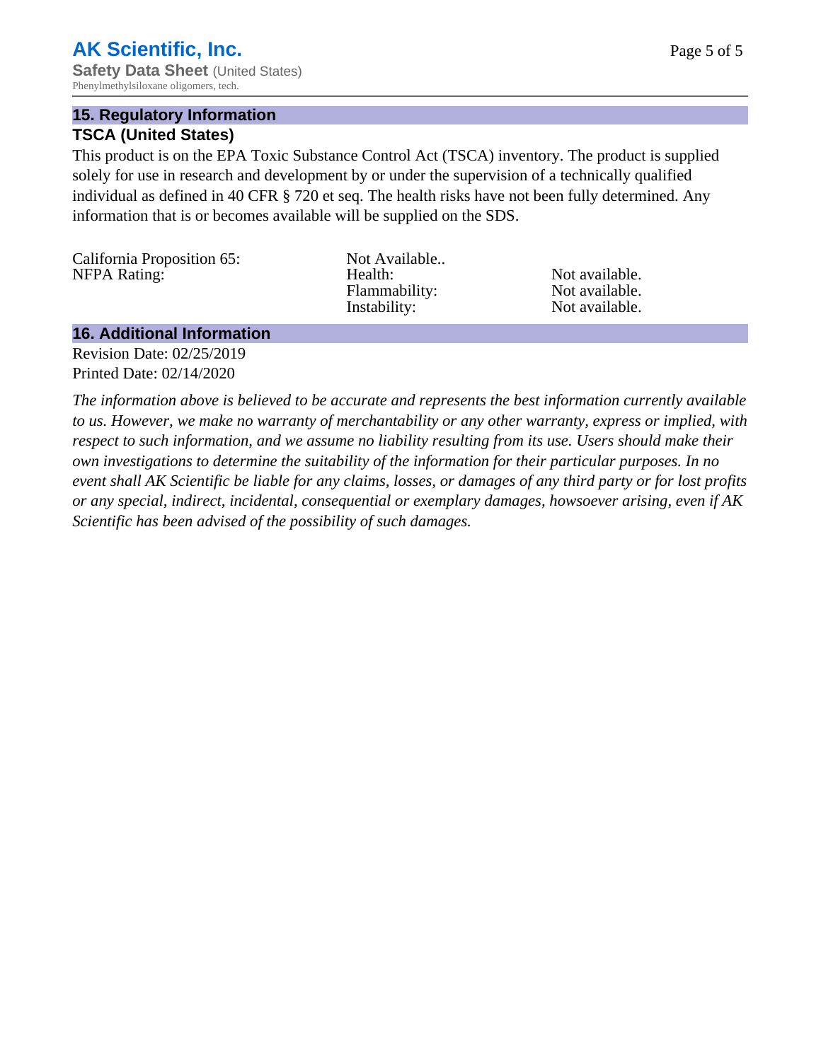## 15. Regulatory Information

### TSCA (United States)

This product is on the EPA Toxic Substance Control Act (TSCA) inventory. The product is supplied solely for use in research and development by or under the supervision of a technically qualified individual as defined in 40 CFR § 720 et seq. The health risks have not been fully determined. Any information that is or becomes available will be supplied on the SDS.

| | | |
|---|---|---|
| California Proposition 65: | Not Available.. | |
| NFPA Rating: | Health: | Not available. |
| | Flammability: | Not available. |
| | Instability: | Not available. |

## 16. Additional Information

Revision Date: 02/25/2019
Printed Date: 02/14/2020

*The information above is believed to be accurate and represents the best information currently available to us. However, we make no warranty of merchantability or any other warranty, express or implied, with respect to such information, and we assume no liability resulting from its use. Users should make their own investigations to determine the suitability of the information for their particular purposes. In no event shall AK Scientific be liable for any claims, losses, or damages of any third party or for lost profits or any special, indirect, incidental, consequential or exemplary damages, howsoever arising, even if AK Scientific has been advised of the possibility of such damages.*